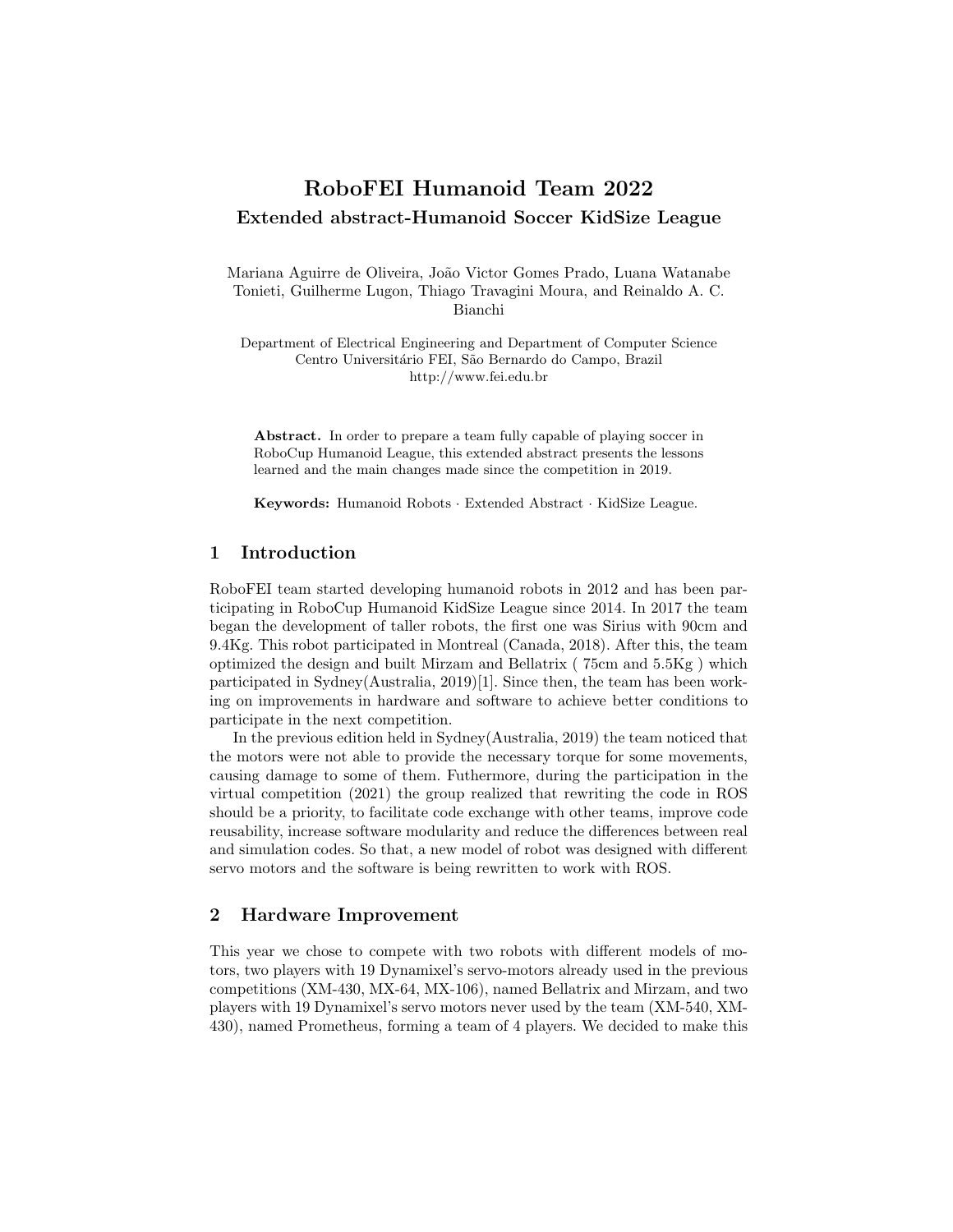# RoboFEI Humanoid Team 2022

## Extended abstract-Humanoid Soccer KidSize League

Mariana Aguirre de Oliveira, João Victor Gomes Prado, Luana Watanabe Tonieti, Guilherme Lugon, Thiago Travagini Moura, and Reinaldo A. C. Bianchi

Department of Electrical Engineering and Department of Computer Science
Centro Universitário FEI, São Bernardo do Campo, Brazil
http://www.fei.edu.br

**Abstract.** In order to prepare a team fully capable of playing soccer in RoboCup Humanoid League, this extended abstract presents the lessons learned and the main changes made since the competition in 2019.

**Keywords:** Humanoid Robots · Extended Abstract · KidSize League.

## 1 Introduction

RoboFEI team started developing humanoid robots in 2012 and has been participating in RoboCup Humanoid KidSize League since 2014. In 2017 the team began the development of taller robots, the first one was Sirius with 90cm and 9.4Kg. This robot participated in Montreal (Canada, 2018). After this, the team optimized the design and built Mirzam and Bellatrix ( 75cm and 5.5Kg ) which participated in Sydney(Australia, 2019)[1]. Since then, the team has been working on improvements in hardware and software to achieve better conditions to participate in the next competition.

In the previous edition held in Sydney(Australia, 2019) the team noticed that the motors were not able to provide the necessary torque for some movements, causing damage to some of them. Futhermore, during the participation in the virtual competition (2021) the group realized that rewriting the code in ROS should be a priority, to facilitate code exchange with other teams, improve code reusability, increase software modularity and reduce the differences between real and simulation codes. So that, a new model of robot was designed with different servo motors and the software is being rewritten to work with ROS.

## 2 Hardware Improvement

This year we chose to compete with two robots with different models of motors, two players with 19 Dynamixel's servo-motors already used in the previous competitions (XM-430, MX-64, MX-106), named Bellatrix and Mirzam, and two players with 19 Dynamixel's servo motors never used by the team (XM-540, XM-430), named Prometheus, forming a team of 4 players. We decided to make this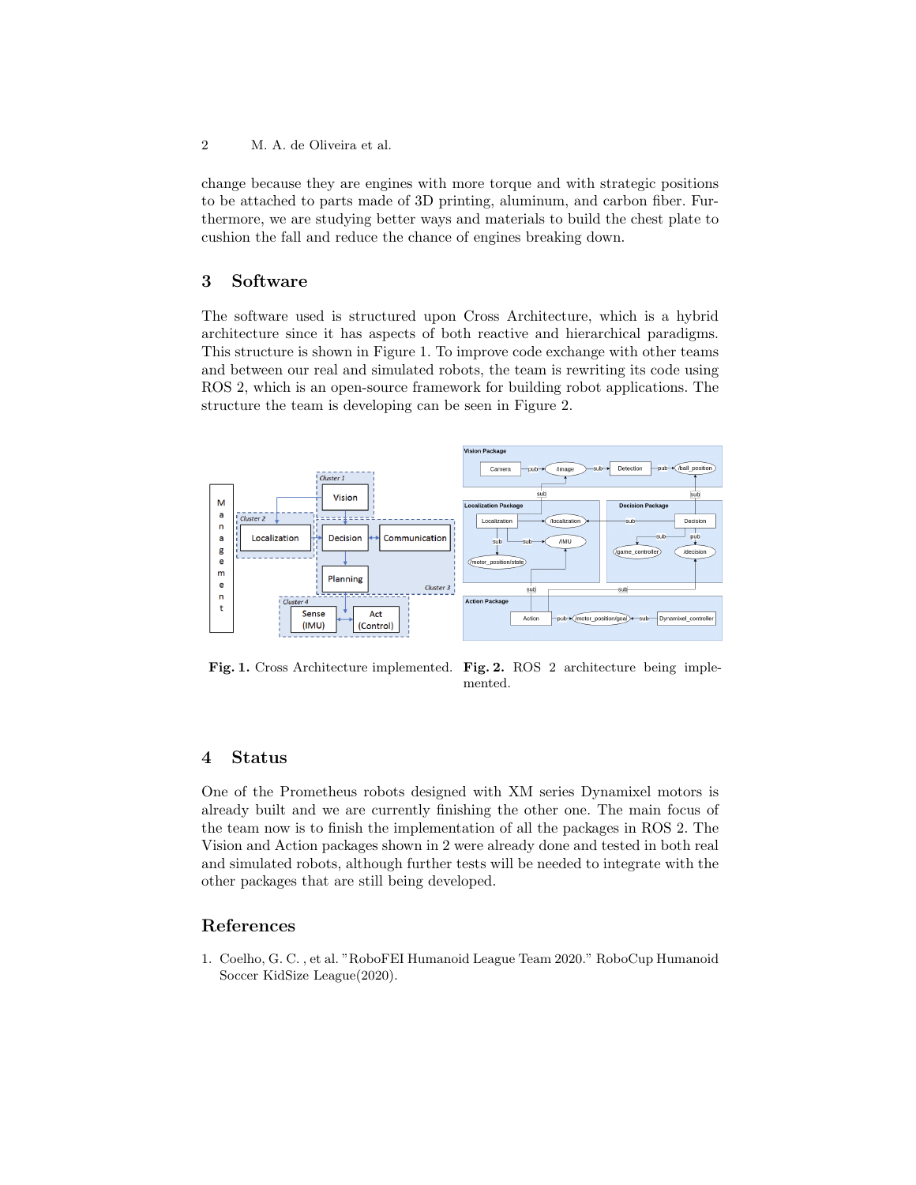change because they are engines with more torque and with strategic positions to be attached to parts made of 3D printing, aluminum, and carbon fiber. Furthermore, we are studying better ways and materials to build the chest plate to cushion the fall and reduce the chance of engines breaking down.

## 3 Software

The software used is structured upon Cross Architecture, which is a hybrid architecture since it has aspects of both reactive and hierarchical paradigms. This structure is shown in Figure 1. To improve code exchange with other teams and between our real and simulated robots, the team is rewriting its code using ROS 2, which is an open-source framework for building robot applications. The structure the team is developing can be seen in Figure 2.

Management
Cluster 1
Vision
Cluster 2
Localization
Decision
Communication
Planning
Cluster 3
Cluster 4
Sense (IMU)
Act (Control)

**Fig. 1.** Cross Architecture implemented.

Vision Package
Camera
pub
/image
sub
Detection
pub
/ball_position
sub
sub
Localization Package
Localization
/localization
sub
Decision Package
Decision
sub
/IMU
sub
pub
sub
/motor_position/state
/game_controller
/decision
sub
sub
Action Package
Action
pub
/motor_position/goal
sub
Dynamixel_controller

**Fig. 2.** ROS 2 architecture being implemented.

## 4 Status

One of the Prometheus robots designed with XM series Dynamixel motors is already built and we are currently finishing the other one. The main focus of the team now is to finish the implementation of all the packages in ROS 2. The Vision and Action packages shown in 2 were already done and tested in both real and simulated robots, although further tests will be needed to integrate with the other packages that are still being developed.

## References

1. Coelho, G. C. , et al. "RoboFEI Humanoid League Team 2020." RoboCup Humanoid Soccer KidSize League(2020).